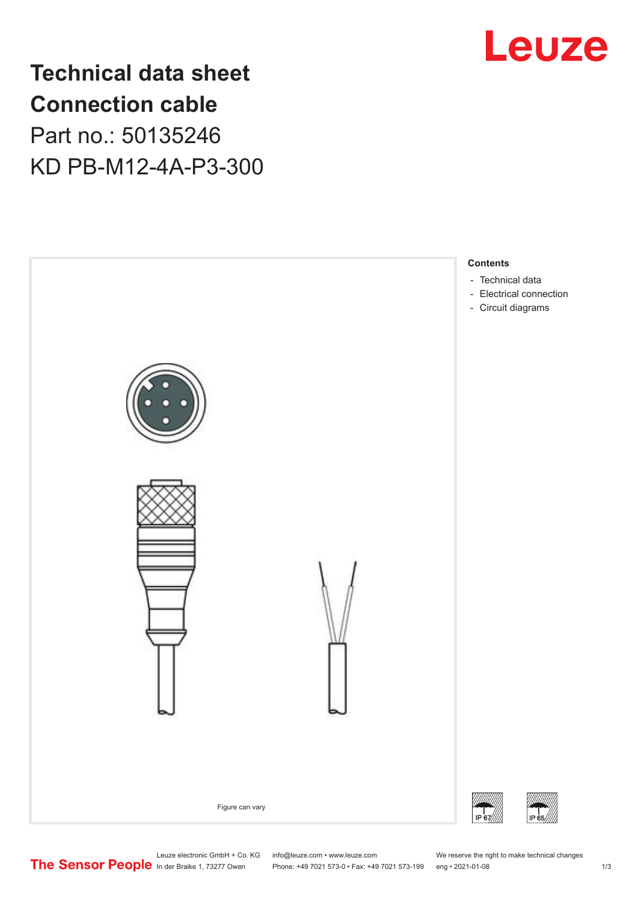# Technical data sheet Connection cable

Part no.: 50135246

KD PB-M12-4A-P3-300

Figure can vary

**Contents**

- Technical data
- Electrical connection
- Circuit diagrams

IP 67

IP 65

Leuze electronic GmbH + Co. KG
In der Braike 1, 73277 Owen

info@leuze.com • www.leuze.com
Phone: +49 7021 573-0 • Fax: +49 7021 573-199

We reserve the right to make technical changes
eng • 2021-01-08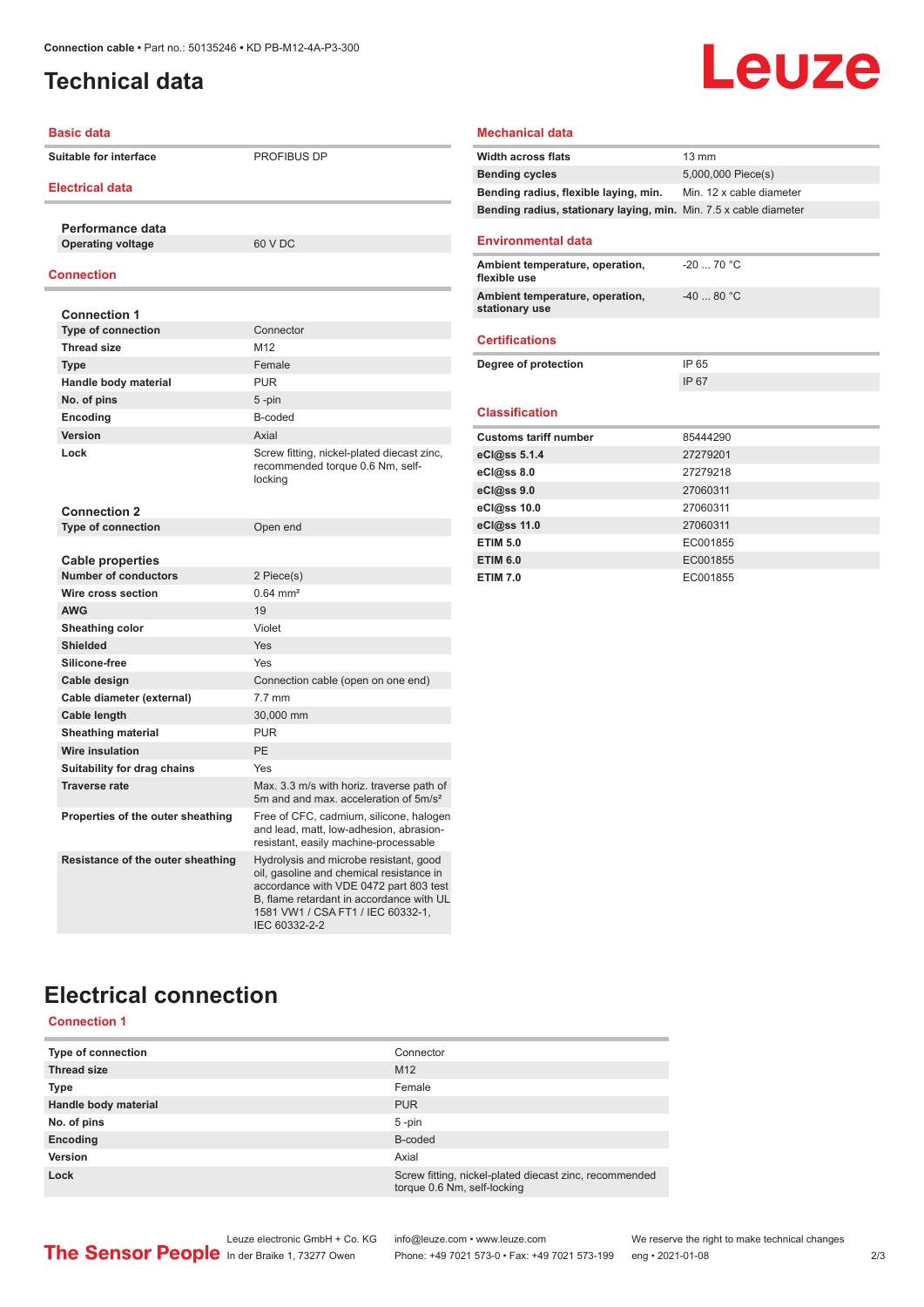# Technical data

## Basic data

| | |
|---|---|
| Suitable for interface | PROFIBUS DP |

## Electrical data

### Performance data

| | |
|---|---|
| Operating voltage | 60 V DC |

## Connection

### Connection 1

| | |
|---|---|
| Type of connection | Connector |
| Thread size | M12 |
| Type | Female |
| Handle body material | PUR |
| No. of pins | 5 -pin |
| Encoding | B-coded |
| Version | Axial |
| Lock | Screw fitting, nickel-plated diecast zinc, recommended torque 0.6 Nm, self-locking |

### Connection 2

| | |
|---|---|
| Type of connection | Open end |

### Cable properties

| | |
|---|---|
| Number of conductors | 2 Piece(s) |
| Wire cross section | 0.64 mm² |
| AWG | 19 |
| Sheathing color | Violet |
| Shielded | Yes |
| Silicone-free | Yes |
| Cable design | Connection cable (open on one end) |
| Cable diameter (external) | 7.7 mm |
| Cable length | 30,000 mm |
| Sheathing material | PUR |
| Wire insulation | PE |
| Suitability for drag chains | Yes |
| Traverse rate | Max. 3.3 m/s with horiz. traverse path of 5m and and max. acceleration of 5m/s² |
| Properties of the outer sheathing | Free of CFC, cadmium, silicone, halogen and lead, matt, low-adhesion, abrasion-resistant, easily machine-processable |
| Resistance of the outer sheathing | Hydrolysis and microbe resistant, good oil, gasoline and chemical resistance in accordance with VDE 0472 part 803 test B, flame retardant in accordance with UL 1581 VW1 / CSA FT1 / IEC 60332-1, IEC 60332-2-2 |

## Mechanical data

| | |
|---|---|
| Width across flats | 13 mm |
| Bending cycles | 5,000,000 Piece(s) |
| Bending radius, flexible laying, min. | Min. 12 x cable diameter |
| Bending radius, stationary laying, min. | Min. 7.5 x cable diameter |

## Environmental data

| | |
|---|---|
| Ambient temperature, operation, flexible use | -20 ... 70 °C |
| Ambient temperature, operation, stationary use | -40 ... 80 °C |

## Certifications

| | |
|---|---|
| Degree of protection | IP 65 |
| | IP 67 |

## Classification

| | |
|---|---|
| Customs tariff number | 85444290 |
| eCl@ss 5.1.4 | 27279201 |
| eCl@ss 8.0 | 27279218 |
| eCl@ss 9.0 | 27060311 |
| eCl@ss 10.0 | 27060311 |
| eCl@ss 11.0 | 27060311 |
| ETIM 5.0 | EC001855 |
| ETIM 6.0 | EC001855 |
| ETIM 7.0 | EC001855 |

# Electrical connection

## Connection 1

| | |
|---|---|
| Type of connection | Connector |
| Thread size | M12 |
| Type | Female |
| Handle body material | PUR |
| No. of pins | 5 -pin |
| Encoding | B-coded |
| Version | Axial |
| Lock | Screw fitting, nickel-plated diecast zinc, recommended torque 0.6 Nm, self-locking |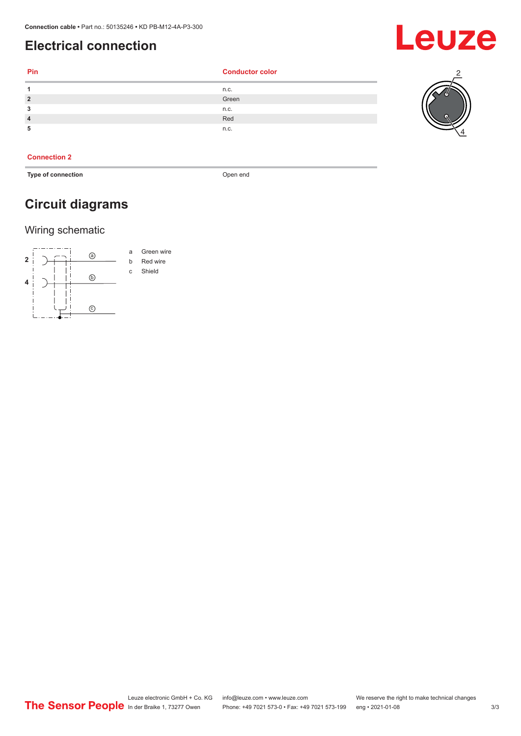## Electrical connection

| Pin | Conductor color |
|---|---|
| 1 | n.c. |
| 2 | Green |
| 3 | n.c. |
| 4 | Red |
| 5 | n.c. |

2

4

**Connection 2**

| | |
|---|---|
| **Type of connection** | Open end |

## Circuit diagrams

### Wiring schematic

2

4

a

b

c

| | |
|---|---|
| a | Green wire |
| b | Red wire |
| c | Shield |